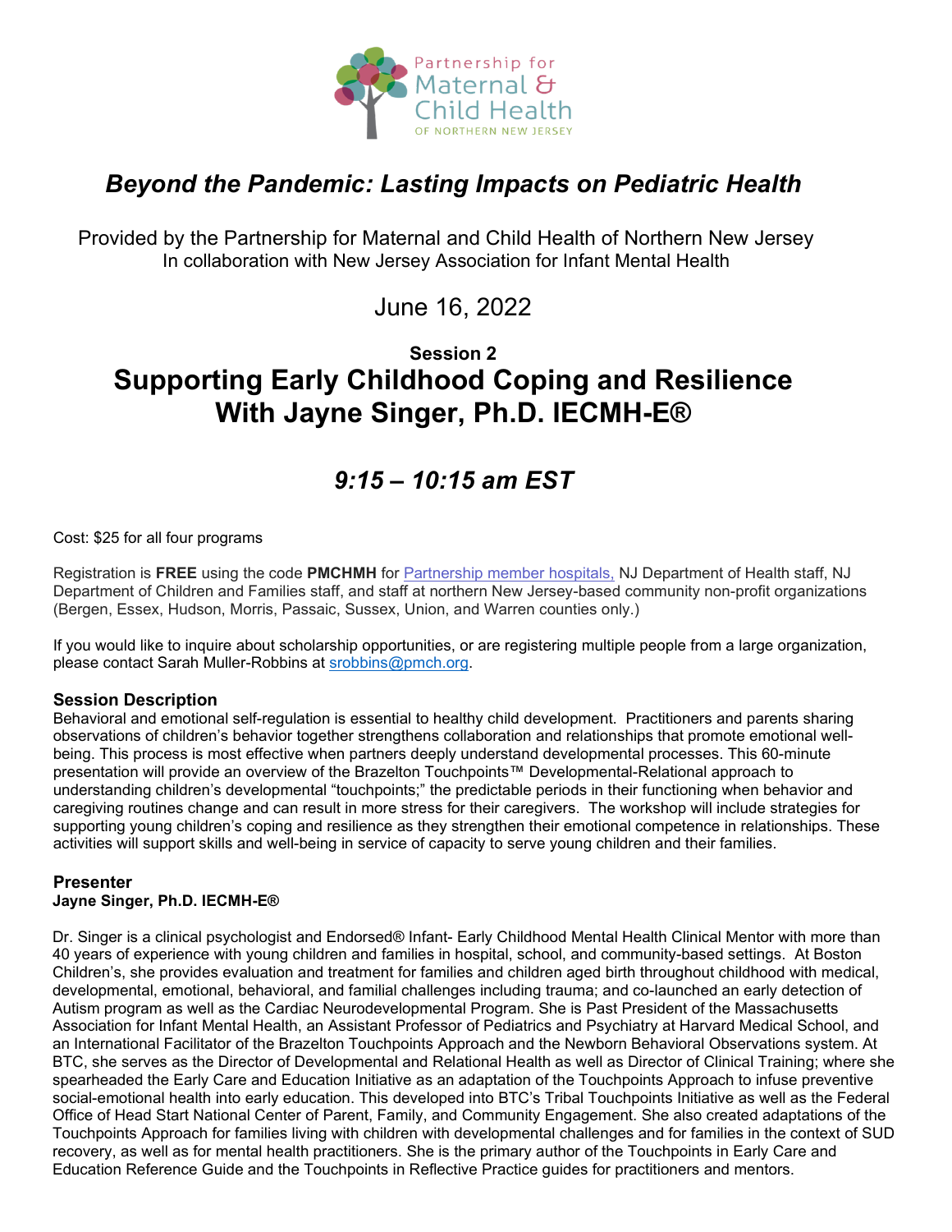Partnership for Maternal & Child Health OF NORTHERN NEW JERSEY

# *Beyond the Pandemic: Lasting Impacts on Pediatric Health*

Provided by the Partnership for Maternal and Child Health of Northern New Jersey
In collaboration with New Jersey Association for Infant Mental Health

June 16, 2022

**Session 2**

# Supporting Early Childhood Coping and Resilience With Jayne Singer, Ph.D. IECMH-E®

## *9:15 – 10:15 am EST*

Cost: $25 for all four programs

Registration is **FREE** using the code **PMCHMH** for Partnership member hospitals, NJ Department of Health staff, NJ Department of Children and Families staff, and staff at northern New Jersey-based community non-profit organizations (Bergen, Essex, Hudson, Morris, Passaic, Sussex, Union, and Warren counties only.)

If you would like to inquire about scholarship opportunities, or are registering multiple people from a large organization, please contact Sarah Muller-Robbins at srobbins@pmch.org.

### Session Description

Behavioral and emotional self-regulation is essential to healthy child development. Practitioners and parents sharing observations of children's behavior together strengthens collaboration and relationships that promote emotional well-being. This process is most effective when partners deeply understand developmental processes. This 60-minute presentation will provide an overview of the Brazelton Touchpoints™ Developmental-Relational approach to understanding children's developmental "touchpoints;" the predictable periods in their functioning when behavior and caregiving routines change and can result in more stress for their caregivers. The workshop will include strategies for supporting young children's coping and resilience as they strengthen their emotional competence in relationships. These activities will support skills and well-being in service of capacity to serve young children and their families.

### Presenter

**Jayne Singer, Ph.D. IECMH-E®**

Dr. Singer is a clinical psychologist and Endorsed® Infant- Early Childhood Mental Health Clinical Mentor with more than 40 years of experience with young children and families in hospital, school, and community-based settings. At Boston Children's, she provides evaluation and treatment for families and children aged birth throughout childhood with medical, developmental, emotional, behavioral, and familial challenges including trauma; and co-launched an early detection of Autism program as well as the Cardiac Neurodevelopmental Program. She is Past President of the Massachusetts Association for Infant Mental Health, an Assistant Professor of Pediatrics and Psychiatry at Harvard Medical School, and an International Facilitator of the Brazelton Touchpoints Approach and the Newborn Behavioral Observations system. At BTC, she serves as the Director of Developmental and Relational Health as well as Director of Clinical Training; where she spearheaded the Early Care and Education Initiative as an adaptation of the Touchpoints Approach to infuse preventive social-emotional health into early education. This developed into BTC's Tribal Touchpoints Initiative as well as the Federal Office of Head Start National Center of Parent, Family, and Community Engagement. She also created adaptations of the Touchpoints Approach for families living with children with developmental challenges and for families in the context of SUD recovery, as well as for mental health practitioners. She is the primary author of the Touchpoints in Early Care and Education Reference Guide and the Touchpoints in Reflective Practice guides for practitioners and mentors.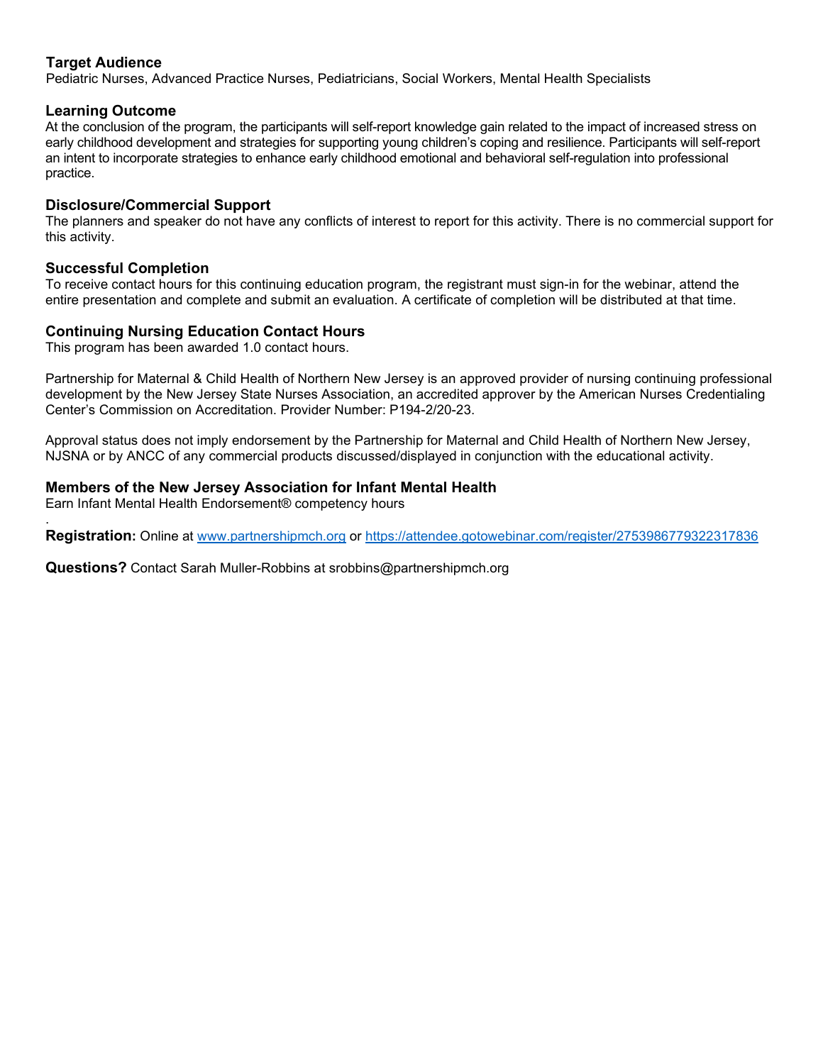## Target Audience

Pediatric Nurses, Advanced Practice Nurses, Pediatricians, Social Workers, Mental Health Specialists

## Learning Outcome

At the conclusion of the program, the participants will self-report knowledge gain related to the impact of increased stress on early childhood development and strategies for supporting young children's coping and resilience. Participants will self-report an intent to incorporate strategies to enhance early childhood emotional and behavioral self-regulation into professional practice.

## Disclosure/Commercial Support

The planners and speaker do not have any conflicts of interest to report for this activity. There is no commercial support for this activity.

## Successful Completion

To receive contact hours for this continuing education program, the registrant must sign-in for the webinar, attend the entire presentation and complete and submit an evaluation. A certificate of completion will be distributed at that time.

## Continuing Nursing Education Contact Hours

This program has been awarded 1.0 contact hours.

Partnership for Maternal & Child Health of Northern New Jersey is an approved provider of nursing continuing professional development by the New Jersey State Nurses Association, an accredited approver by the American Nurses Credentialing Center's Commission on Accreditation. Provider Number: P194-2/20-23.

Approval status does not imply endorsement by the Partnership for Maternal and Child Health of Northern New Jersey, NJSNA or by ANCC of any commercial products discussed/displayed in conjunction with the educational activity.

## Members of the New Jersey Association for Infant Mental Health

Earn Infant Mental Health Endorsement® competency hours

.

**Registration:** Online at www.partnershipmch.org or https://attendee.gotowebinar.com/register/2753986779322317836

**Questions?** Contact Sarah Muller-Robbins at srobbins@partnershipmch.org